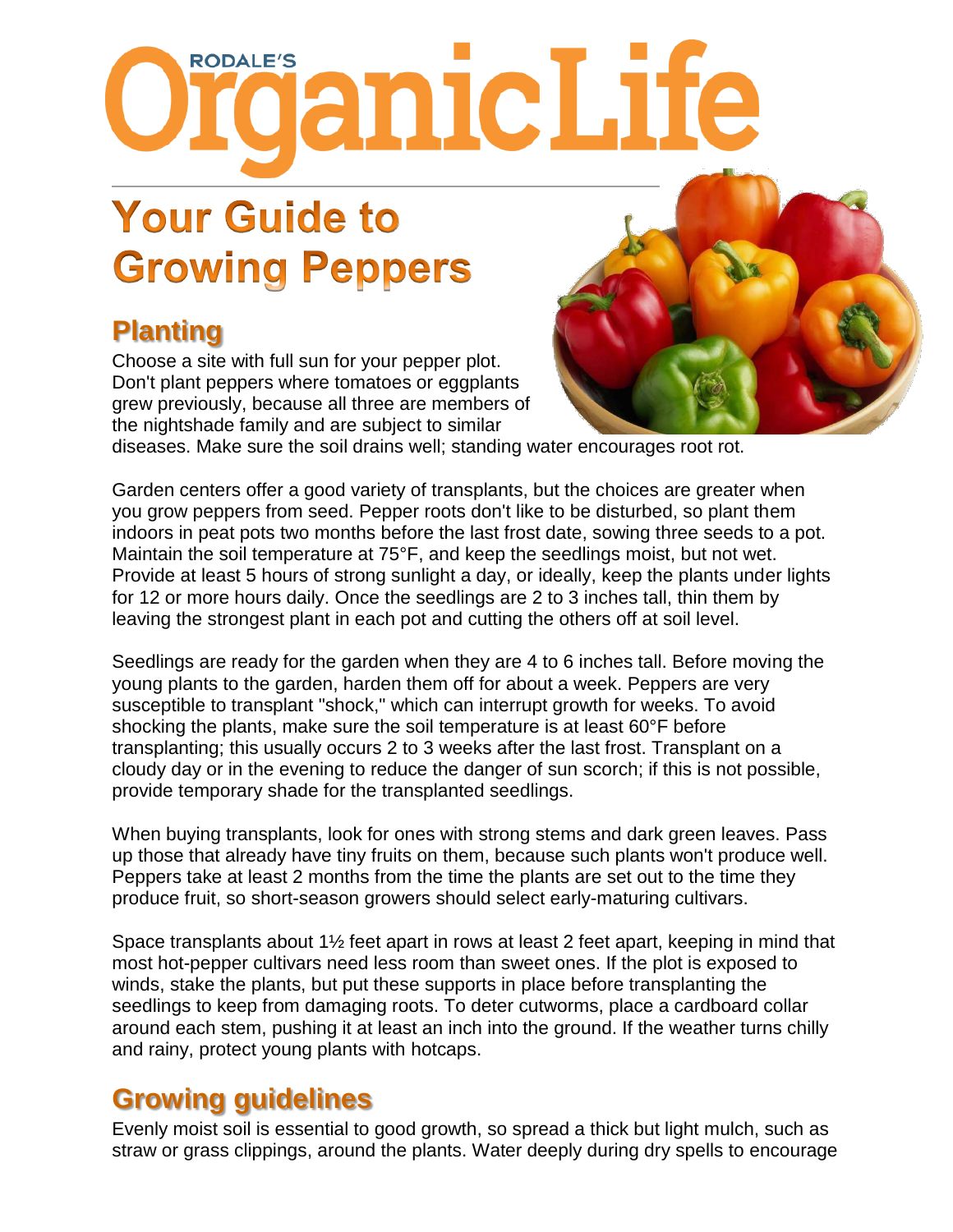# Rodale's Organic Life

# Your Guide to Growing Peppers

## Planting

Choose a site with full sun for your pepper plot. Don't plant peppers where tomatoes or eggplants grew previously, because all three are members of the nightshade family and are subject to similar diseases. Make sure the soil drains well; standing water encourages root rot.

Garden centers offer a good variety of transplants, but the choices are greater when you grow peppers from seed. Pepper roots don't like to be disturbed, so plant them indoors in peat pots two months before the last frost date, sowing three seeds to a pot. Maintain the soil temperature at 75°F, and keep the seedlings moist, but not wet. Provide at least 5 hours of strong sunlight a day, or ideally, keep the plants under lights for 12 or more hours daily. Once the seedlings are 2 to 3 inches tall, thin them by leaving the strongest plant in each pot and cutting the others off at soil level.

Seedlings are ready for the garden when they are 4 to 6 inches tall. Before moving the young plants to the garden, harden them off for about a week. Peppers are very susceptible to transplant "shock," which can interrupt growth for weeks. To avoid shocking the plants, make sure the soil temperature is at least 60°F before transplanting; this usually occurs 2 to 3 weeks after the last frost. Transplant on a cloudy day or in the evening to reduce the danger of sun scorch; if this is not possible, provide temporary shade for the transplanted seedlings.

When buying transplants, look for ones with strong stems and dark green leaves. Pass up those that already have tiny fruits on them, because such plants won't produce well. Peppers take at least 2 months from the time the plants are set out to the time they produce fruit, so short-season growers should select early-maturing cultivars.

Space transplants about 1½ feet apart in rows at least 2 feet apart, keeping in mind that most hot-pepper cultivars need less room than sweet ones. If the plot is exposed to winds, stake the plants, but put these supports in place before transplanting the seedlings to keep from damaging roots. To deter cutworms, place a cardboard collar around each stem, pushing it at least an inch into the ground. If the weather turns chilly and rainy, protect young plants with hotcaps.

## Growing guidelines

Evenly moist soil is essential to good growth, so spread a thick but light mulch, such as straw or grass clippings, around the plants. Water deeply during dry spells to encourage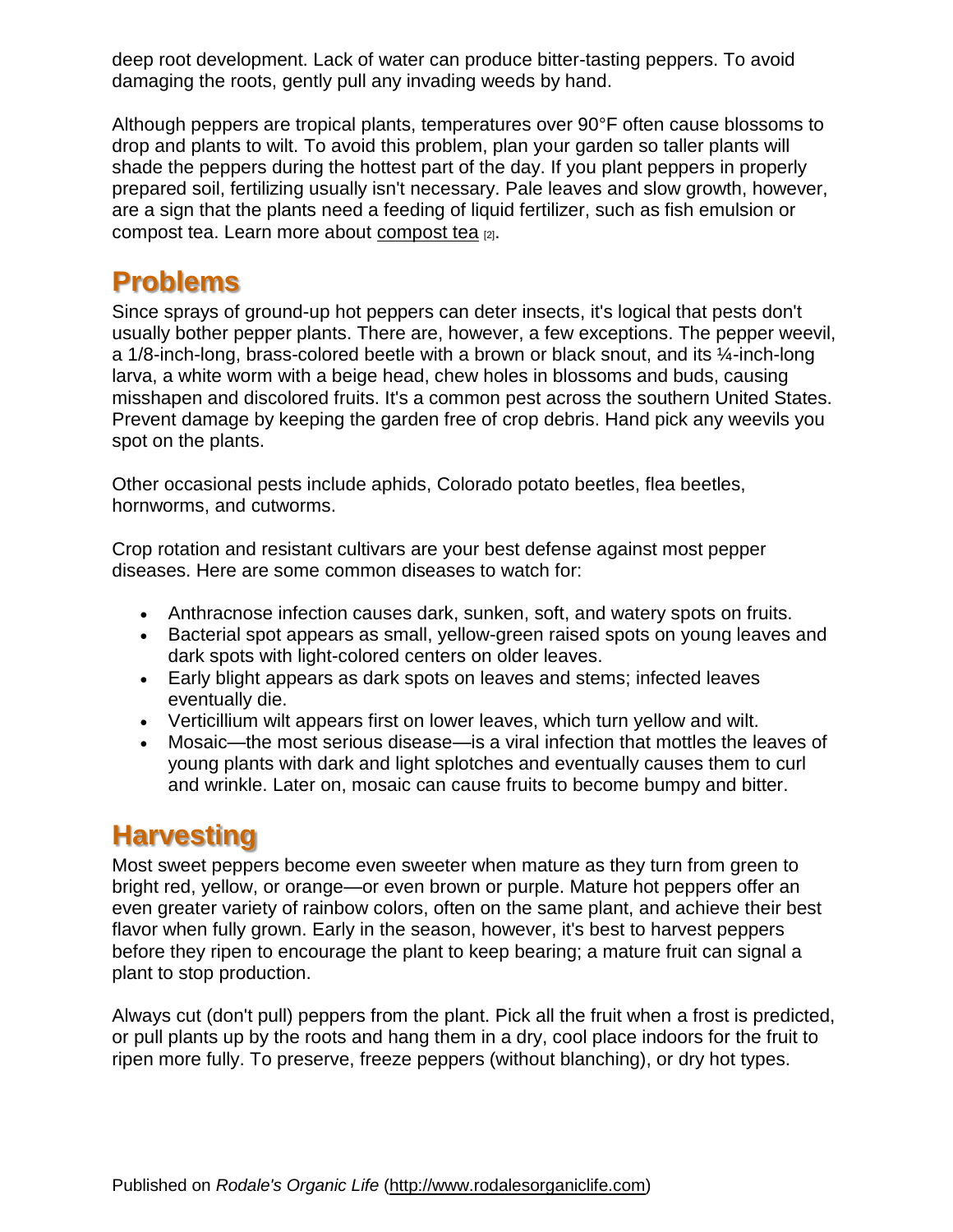deep root development. Lack of water can produce bitter-tasting peppers. To avoid damaging the roots, gently pull any invading weeds by hand.

Although peppers are tropical plants, temperatures over 90°F often cause blossoms to drop and plants to wilt. To avoid this problem, plan your garden so taller plants will shade the peppers during the hottest part of the day. If you plant peppers in properly prepared soil, fertilizing usually isn't necessary. Pale leaves and slow growth, however, are a sign that the plants need a feeding of liquid fertilizer, such as fish emulsion or compost tea. Learn more about compost tea [2].

## Problems

Since sprays of ground-up hot peppers can deter insects, it's logical that pests don't usually bother pepper plants. There are, however, a few exceptions. The pepper weevil, a 1/8-inch-long, brass-colored beetle with a brown or black snout, and its ¼-inch-long larva, a white worm with a beige head, chew holes in blossoms and buds, causing misshapen and discolored fruits. It's a common pest across the southern United States. Prevent damage by keeping the garden free of crop debris. Hand pick any weevils you spot on the plants.

Other occasional pests include aphids, Colorado potato beetles, flea beetles, hornworms, and cutworms.

Crop rotation and resistant cultivars are your best defense against most pepper diseases. Here are some common diseases to watch for:

- Anthracnose infection causes dark, sunken, soft, and watery spots on fruits.
- Bacterial spot appears as small, yellow-green raised spots on young leaves and dark spots with light-colored centers on older leaves.
- Early blight appears as dark spots on leaves and stems; infected leaves eventually die.
- Verticillium wilt appears first on lower leaves, which turn yellow and wilt.
- Mosaic—the most serious disease—is a viral infection that mottles the leaves of young plants with dark and light splotches and eventually causes them to curl and wrinkle. Later on, mosaic can cause fruits to become bumpy and bitter.

## Harvesting

Most sweet peppers become even sweeter when mature as they turn from green to bright red, yellow, or orange—or even brown or purple. Mature hot peppers offer an even greater variety of rainbow colors, often on the same plant, and achieve their best flavor when fully grown. Early in the season, however, it's best to harvest peppers before they ripen to encourage the plant to keep bearing; a mature fruit can signal a plant to stop production.

Always cut (don't pull) peppers from the plant. Pick all the fruit when a frost is predicted, or pull plants up by the roots and hang them in a dry, cool place indoors for the fruit to ripen more fully. To preserve, freeze peppers (without blanching), or dry hot types.